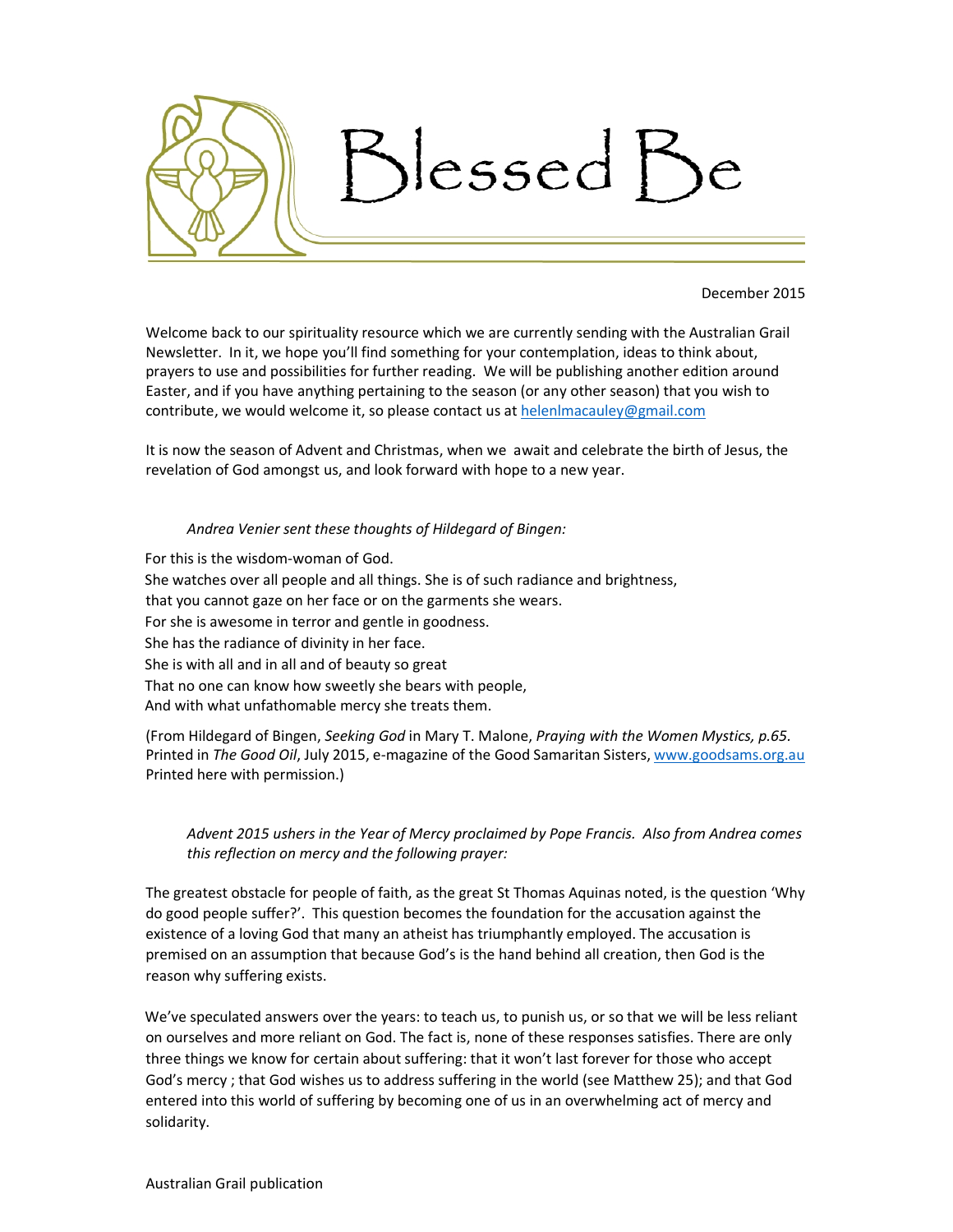# Blessed Be

December 2015

Welcome back to our spirituality resource which we are currently sending with the Australian Grail Newsletter. In it, we hope you'll find something for your contemplation, ideas to think about, prayers to use and possibilities for further reading. We will be publishing another edition around Easter, and if you have anything pertaining to the season (or any other season) that you wish to contribute, we would welcome it, so please contact us at helenlmacauley@gmail.com

It is now the season of Advent and Christmas, when we await and celebrate the birth of Jesus, the revelation of God amongst us, and look forward with hope to a new year.

*Andrea Venier sent these thoughts of Hildegard of Bingen:*

For this is the wisdom-woman of God.  
She watches over all people and all things. She is of such radiance and brightness,  
that you cannot gaze on her face or on the garments she wears.  
For she is awesome in terror and gentle in goodness.  
She has the radiance of divinity in her face.  
She is with all and in all and of beauty so great  
That no one can know how sweetly she bears with people,  
And with what unfathomable mercy she treats them.

(From Hildegard of Bingen, *Seeking God* in Mary T. Malone, *Praying with the Women Mystics, p.65*. Printed in *The Good Oil*, July 2015, e-magazine of the Good Samaritan Sisters, www.goodsams.org.au Printed here with permission.)

*Advent 2015 ushers in the Year of Mercy proclaimed by Pope Francis. Also from Andrea comes this reflection on mercy and the following prayer:*

The greatest obstacle for people of faith, as the great St Thomas Aquinas noted, is the question 'Why do good people suffer?'. This question becomes the foundation for the accusation against the existence of a loving God that many an atheist has triumphantly employed. The accusation is premised on an assumption that because God's is the hand behind all creation, then God is the reason why suffering exists.

We've speculated answers over the years: to teach us, to punish us, or so that we will be less reliant on ourselves and more reliant on God. The fact is, none of these responses satisfies. There are only three things we know for certain about suffering: that it won't last forever for those who accept God's mercy ; that God wishes us to address suffering in the world (see Matthew 25); and that God entered into this world of suffering by becoming one of us in an overwhelming act of mercy and solidarity.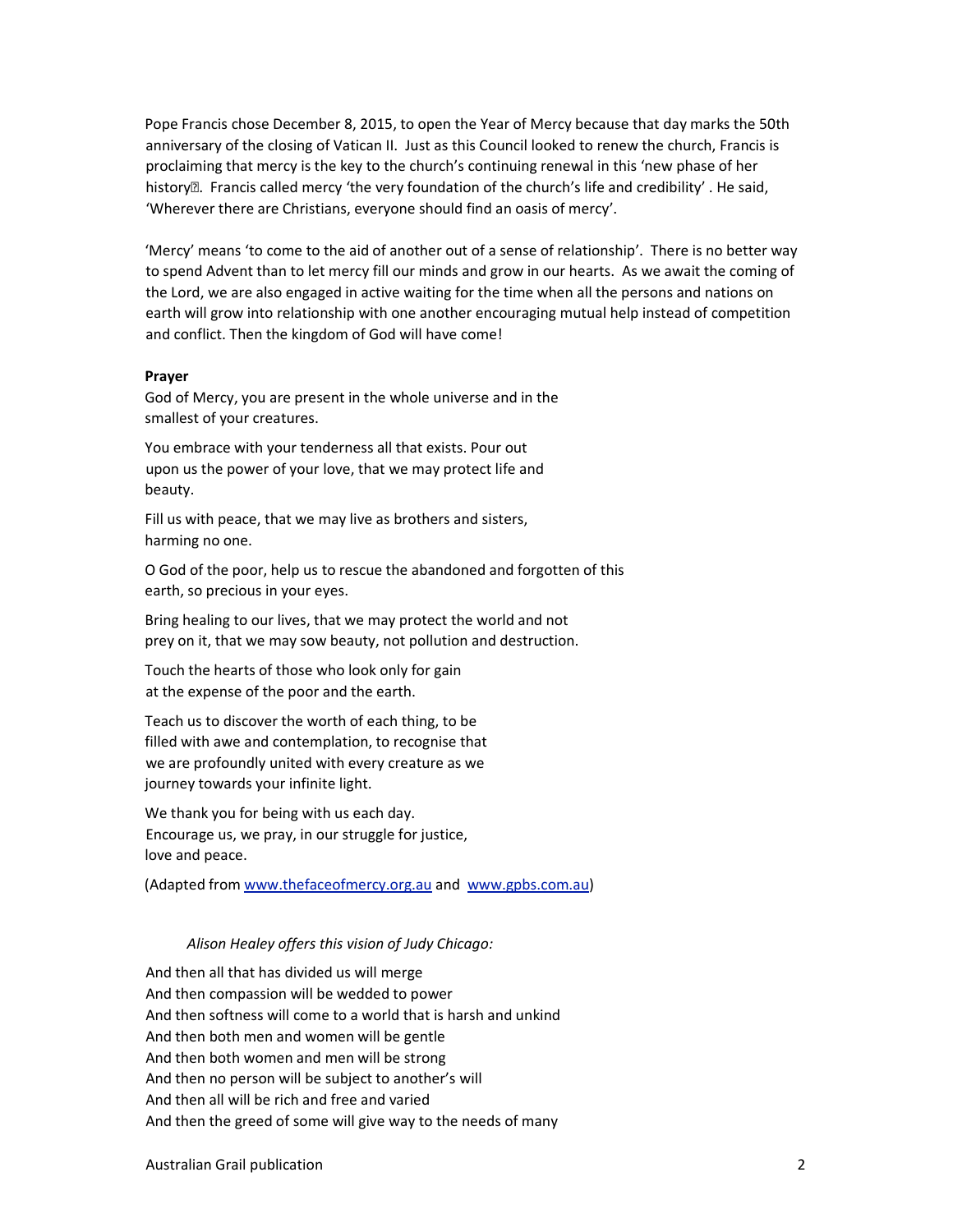Pope Francis chose December 8, 2015, to open the Year of Mercy because that day marks the 50th anniversary of the closing of Vatican II. Just as this Council looked to renew the church, Francis is proclaiming that mercy is the key to the church's continuing renewal in this 'new phase of her history'. Francis called mercy 'the very foundation of the church's life and credibility' . He said, 'Wherever there are Christians, everyone should find an oasis of mercy'.

'Mercy' means 'to come to the aid of another out of a sense of relationship'. There is no better way to spend Advent than to let mercy fill our minds and grow in our hearts. As we await the coming of the Lord, we are also engaged in active waiting for the time when all the persons and nations on earth will grow into relationship with one another encouraging mutual help instead of competition and conflict. Then the kingdom of God will have come!

**Prayer**

God of Mercy, you are present in the whole universe and in the smallest of your creatures.

You embrace with your tenderness all that exists. Pour out upon us the power of your love, that we may protect life and beauty.

Fill us with peace, that we may live as brothers and sisters, harming no one.

O God of the poor, help us to rescue the abandoned and forgotten of this earth, so precious in your eyes.

Bring healing to our lives, that we may protect the world and not prey on it, that we may sow beauty, not pollution and destruction.

Touch the hearts of those who look only for gain at the expense of the poor and the earth.

Teach us to discover the worth of each thing, to be filled with awe and contemplation, to recognise that we are profoundly united with every creature as we journey towards your infinite light.

We thank you for being with us each day.
Encourage us, we pray, in our struggle for justice, love and peace.

(Adapted from www.thefaceofmercy.org.au and www.gpbs.com.au)

*Alison Healey offers this vision of Judy Chicago:*

And then all that has divided us will merge
And then compassion will be wedded to power
And then softness will come to a world that is harsh and unkind
And then both men and women will be gentle
And then both women and men will be strong
And then no person will be subject to another's will
And then all will be rich and free and varied
And then the greed of some will give way to the needs of many

Australian Grail publication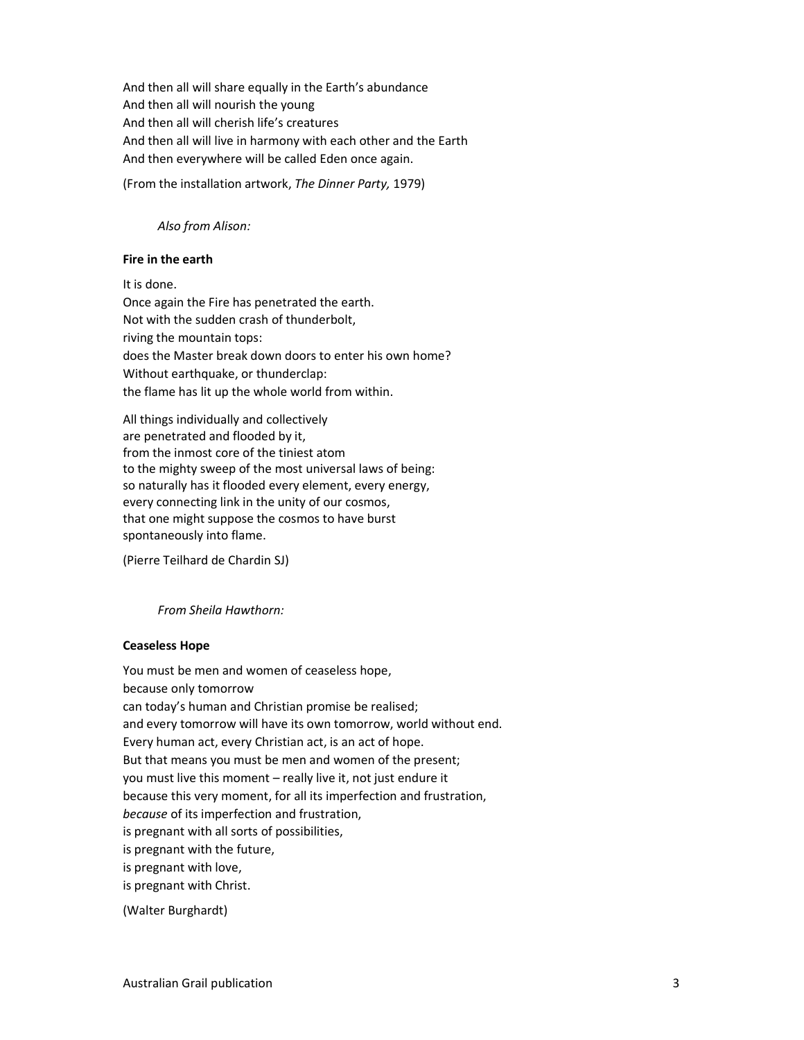And then all will share equally in the Earth's abundance
And then all will nourish the young
And then all will cherish life's creatures
And then all will live in harmony with each other and the Earth
And then everywhere will be called Eden once again.

(From the installation artwork, *The Dinner Party,* 1979)

*Also from Alison:*

**Fire in the earth**

It is done.
Once again the Fire has penetrated the earth.
Not with the sudden crash of thunderbolt,
riving the mountain tops:
does the Master break down doors to enter his own home?
Without earthquake, or thunderclap:
the flame has lit up the whole world from within.

All things individually and collectively
are penetrated and flooded by it,
from the inmost core of the tiniest atom
to the mighty sweep of the most universal laws of being:
so naturally has it flooded every element, every energy,
every connecting link in the unity of our cosmos,
that one might suppose the cosmos to have burst
spontaneously into flame.

(Pierre Teilhard de Chardin SJ)

*From Sheila Hawthorn:*

**Ceaseless Hope**

You must be men and women of ceaseless hope,
because only tomorrow
can today's human and Christian promise be realised;
and every tomorrow will have its own tomorrow, world without end.
Every human act, every Christian act, is an act of hope.
But that means you must be men and women of the present;
you must live this moment – really live it, not just endure it
because this very moment, for all its imperfection and frustration,
*because* of its imperfection and frustration,
is pregnant with all sorts of possibilities,
is pregnant with the future,
is pregnant with love,
is pregnant with Christ.

(Walter Burghardt)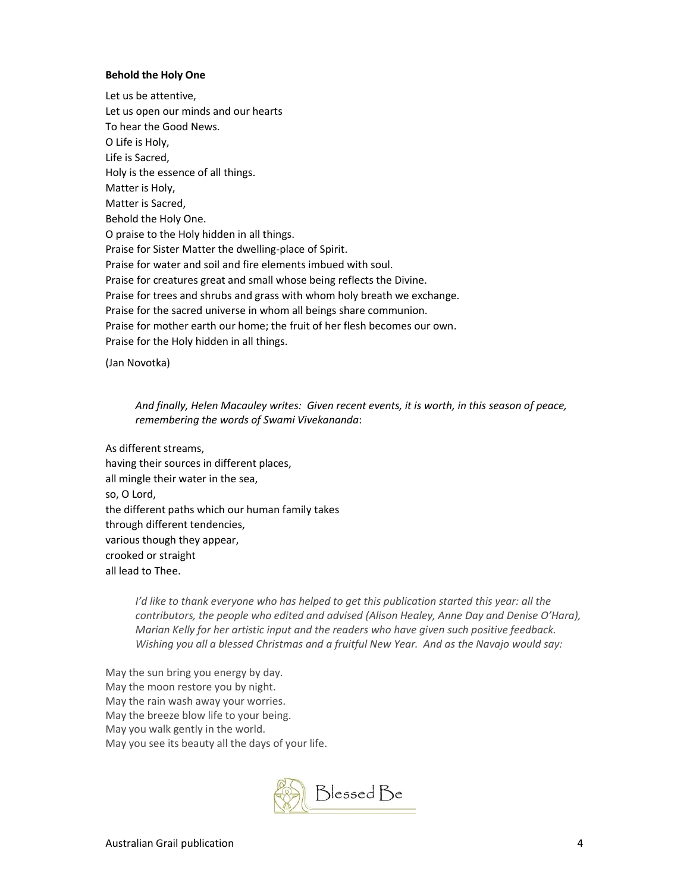**Behold the Holy One**

Let us be attentive,
Let us open our minds and our hearts
To hear the Good News.
O Life is Holy,
Life is Sacred,
Holy is the essence of all things.
Matter is Holy,
Matter is Sacred,
Behold the Holy One.
O praise to the Holy hidden in all things.
Praise for Sister Matter the dwelling-place of Spirit.
Praise for water and soil and fire elements imbued with soul.
Praise for creatures great and small whose being reflects the Divine.
Praise for trees and shrubs and grass with whom holy breath we exchange.
Praise for the sacred universe in whom all beings share communion.
Praise for mother earth our home; the fruit of her flesh becomes our own.
Praise for the Holy hidden in all things.

(Jan Novotka)

> *And finally, Helen Macauley writes: Given recent events, it is worth, in this season of peace, remembering the words of Swami Vivekananda*:

As different streams,
having their sources in different places,
all mingle their water in the sea,
so, O Lord,
the different paths which our human family takes
through different tendencies,
various though they appear,
crooked or straight
all lead to Thee.

> *I'd like to thank everyone who has helped to get this publication started this year: all the contributors, the people who edited and advised (Alison Healey, Anne Day and Denise O'Hara), Marian Kelly for her artistic input and the readers who have given such positive feedback. Wishing you all a blessed Christmas and a fruitful New Year. And as the Navajo would say:*

May the sun bring you energy by day.
May the moon restore you by night.
May the rain wash away your worries.
May the breeze blow life to your being.
May you walk gently in the world.
May you see its beauty all the days of your life.

Blessed Be